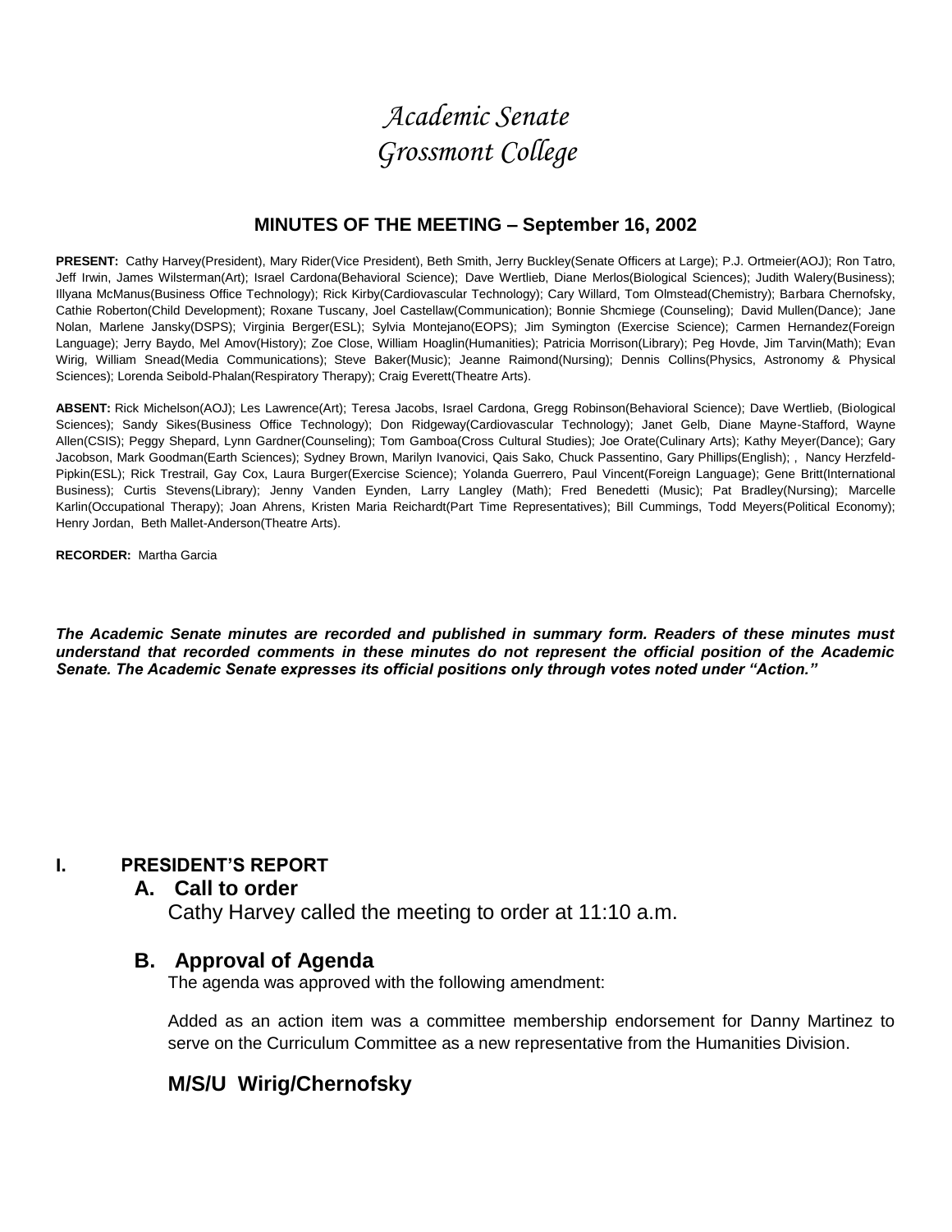# Academic Senate
# Grossmont College

## MINUTES OF THE MEETING – September 16, 2002

**PRESENT:** Cathy Harvey(President), Mary Rider(Vice President), Beth Smith, Jerry Buckley(Senate Officers at Large); P.J. Ortmeier(AOJ); Ron Tatro, Jeff Irwin, James Wilsterman(Art); Israel Cardona(Behavioral Science); Dave Wertlieb, Diane Merlos(Biological Sciences); Judith Walery(Business); Illyana McManus(Business Office Technology); Rick Kirby(Cardiovascular Technology); Cary Willard, Tom Olmstead(Chemistry); Barbara Chernofsky, Cathie Roberton(Child Development); Roxane Tuscany, Joel Castellaw(Communication); Bonnie Shcmiege (Counseling); David Mullen(Dance); Jane Nolan, Marlene Jansky(DSPS); Virginia Berger(ESL); Sylvia Montejano(EOPS); Jim Symington (Exercise Science); Carmen Hernandez(Foreign Language); Jerry Baydo, Mel Amov(History); Zoe Close, William Hoaglin(Humanities); Patricia Morrison(Library); Peg Hovde, Jim Tarvin(Math); Evan Wirig, William Snead(Media Communications); Steve Baker(Music); Jeanne Raimond(Nursing); Dennis Collins(Physics, Astronomy & Physical Sciences); Lorenda Seibold-Phalan(Respiratory Therapy); Craig Everett(Theatre Arts).

**ABSENT:** Rick Michelson(AOJ); Les Lawrence(Art); Teresa Jacobs, Israel Cardona, Gregg Robinson(Behavioral Science); Dave Wertlieb, (Biological Sciences); Sandy Sikes(Business Office Technology); Don Ridgeway(Cardiovascular Technology); Janet Gelb, Diane Mayne-Stafford, Wayne Allen(CSIS); Peggy Shepard, Lynn Gardner(Counseling); Tom Gamboa(Cross Cultural Studies); Joe Orate(Culinary Arts); Kathy Meyer(Dance); Gary Jacobson, Mark Goodman(Earth Sciences); Sydney Brown, Marilyn Ivanovici, Qais Sako, Chuck Passentino, Gary Phillips(English); , Nancy Herzfeld-Pipkin(ESL); Rick Trestrail, Gay Cox, Laura Burger(Exercise Science); Yolanda Guerrero, Paul Vincent(Foreign Language); Gene Britt(International Business); Curtis Stevens(Library); Jenny Vanden Eynden, Larry Langley (Math); Fred Benedetti (Music); Pat Bradley(Nursing); Marcelle Karlin(Occupational Therapy); Joan Ahrens, Kristen Maria Reichardt(Part Time Representatives); Bill Cummings, Todd Meyers(Political Economy); Henry Jordan, Beth Mallet-Anderson(Theatre Arts).

**RECORDER:** Martha Garcia

***The Academic Senate minutes are recorded and published in summary form. Readers of these minutes must understand that recorded comments in these minutes do not represent the official position of the Academic Senate. The Academic Senate expresses its official positions only through votes noted under "Action."***

## I. PRESIDENT'S REPORT

### A. Call to order

Cathy Harvey called the meeting to order at 11:10 a.m.

### B. Approval of Agenda

The agenda was approved with the following amendment:

Added as an action item was a committee membership endorsement for Danny Martinez to serve on the Curriculum Committee as a new representative from the Humanities Division.

### M/S/U Wirig/Chernofsky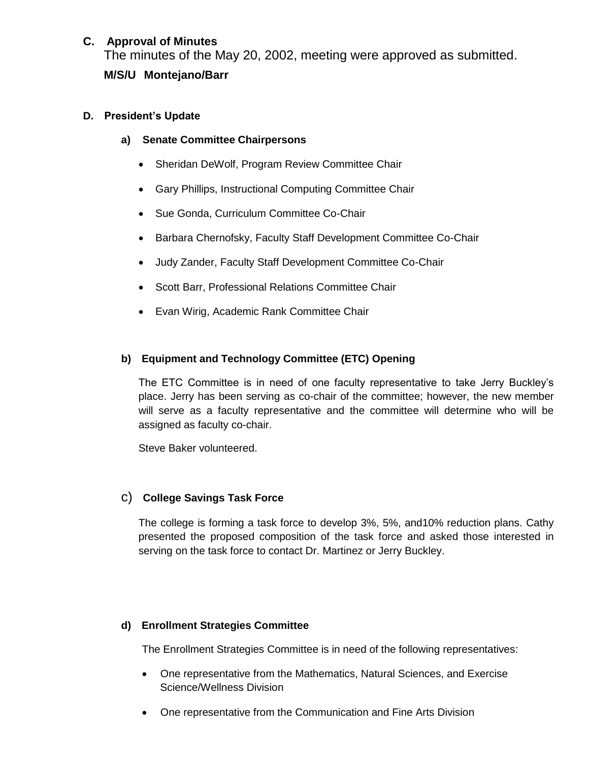## C. Approval of Minutes

The minutes of the May 20, 2002, meeting were approved as submitted.

**M/S/U Montejano/Barr**

## D. President's Update

### a) Senate Committee Chairpersons

- Sheridan DeWolf, Program Review Committee Chair
- Gary Phillips, Instructional Computing Committee Chair
- Sue Gonda, Curriculum Committee Co-Chair
- Barbara Chernofsky, Faculty Staff Development Committee Co-Chair
- Judy Zander, Faculty Staff Development Committee Co-Chair
- Scott Barr, Professional Relations Committee Chair
- Evan Wirig, Academic Rank Committee Chair

### b) Equipment and Technology Committee (ETC) Opening

The ETC Committee is in need of one faculty representative to take Jerry Buckley's place. Jerry has been serving as co-chair of the committee; however, the new member will serve as a faculty representative and the committee will determine who will be assigned as faculty co-chair.

Steve Baker volunteered.

### c) College Savings Task Force

The college is forming a task force to develop 3%, 5%, and10% reduction plans. Cathy presented the proposed composition of the task force and asked those interested in serving on the task force to contact Dr. Martinez or Jerry Buckley.

### d) Enrollment Strategies Committee

The Enrollment Strategies Committee is in need of the following representatives:

- One representative from the Mathematics, Natural Sciences, and Exercise Science/Wellness Division
- One representative from the Communication and Fine Arts Division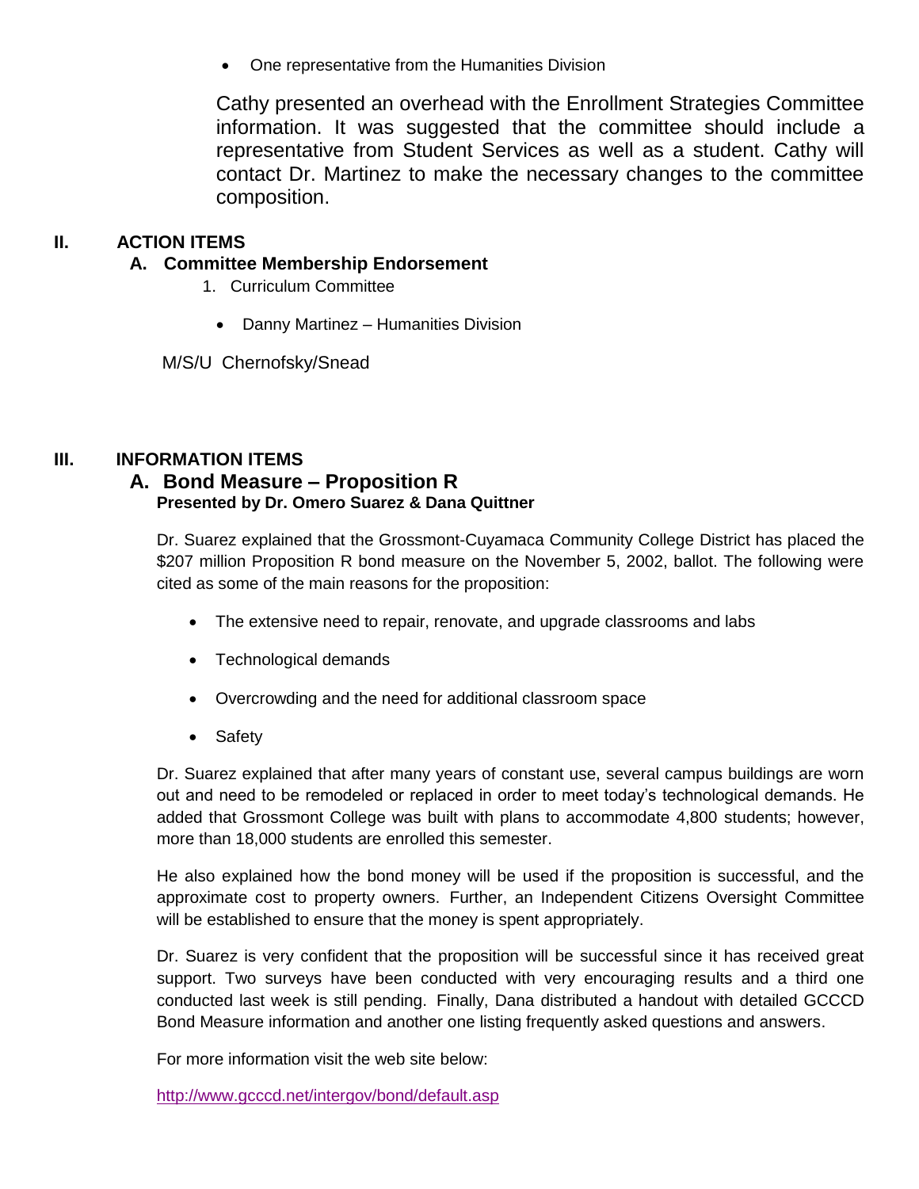- One representative from the Humanities Division

Cathy presented an overhead with the Enrollment Strategies Committee information. It was suggested that the committee should include a representative from Student Services as well as a student. Cathy will contact Dr. Martinez to make the necessary changes to the committee composition.

## II. ACTION ITEMS

### A. Committee Membership Endorsement

1. Curriculum Committee

   - Danny Martinez – Humanities Division

M/S/U Chernofsky/Snead

## III. INFORMATION ITEMS

### A. Bond Measure – Proposition R

**Presented by Dr. Omero Suarez & Dana Quittner**

Dr. Suarez explained that the Grossmont-Cuyamaca Community College District has placed the $207 million Proposition R bond measure on the November 5, 2002, ballot. The following were cited as some of the main reasons for the proposition:

- The extensive need to repair, renovate, and upgrade classrooms and labs
- Technological demands
- Overcrowding and the need for additional classroom space
- Safety

Dr. Suarez explained that after many years of constant use, several campus buildings are worn out and need to be remodeled or replaced in order to meet today's technological demands. He added that Grossmont College was built with plans to accommodate 4,800 students; however, more than 18,000 students are enrolled this semester.

He also explained how the bond money will be used if the proposition is successful, and the approximate cost to property owners. Further, an Independent Citizens Oversight Committee will be established to ensure that the money is spent appropriately.

Dr. Suarez is very confident that the proposition will be successful since it has received great support. Two surveys have been conducted with very encouraging results and a third one conducted last week is still pending. Finally, Dana distributed a handout with detailed GCCCD Bond Measure information and another one listing frequently asked questions and answers.

For more information visit the web site below:

http://www.gcccd.net/intergov/bond/default.asp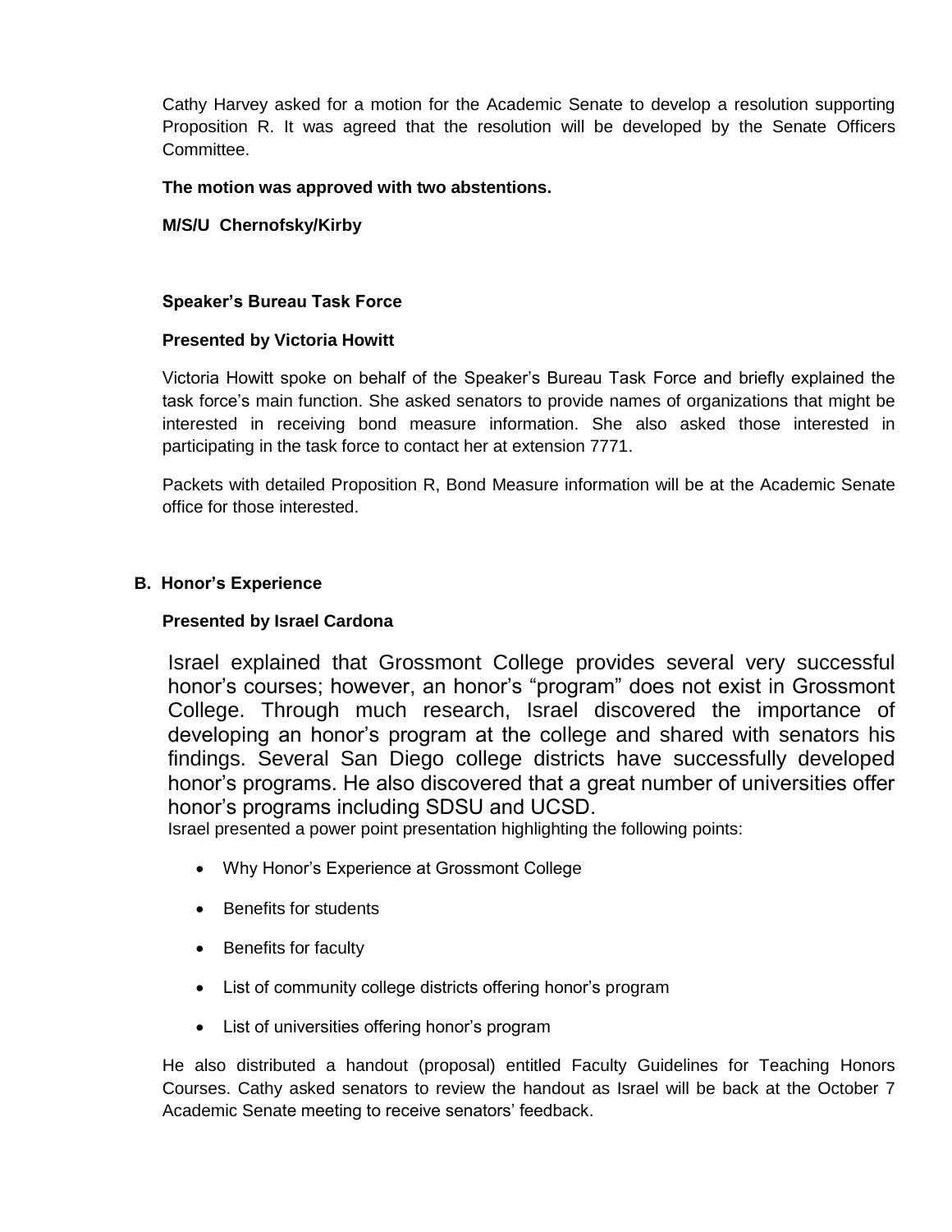Cathy Harvey asked for a motion for the Academic Senate to develop a resolution supporting Proposition R. It was agreed that the resolution will be developed by the Senate Officers Committee.

**The motion was approved with two abstentions.**

**M/S/U Chernofsky/Kirby**

**Speaker's Bureau Task Force**

**Presented by Victoria Howitt**

Victoria Howitt spoke on behalf of the Speaker's Bureau Task Force and briefly explained the task force's main function. She asked senators to provide names of organizations that might be interested in receiving bond measure information. She also asked those interested in participating in the task force to contact her at extension 7771.

Packets with detailed Proposition R, Bond Measure information will be at the Academic Senate office for those interested.

**B. Honor's Experience**

**Presented by Israel Cardona**

Israel explained that Grossmont College provides several very successful honor's courses; however, an honor's "program" does not exist in Grossmont College. Through much research, Israel discovered the importance of developing an honor's program at the college and shared with senators his findings. Several San Diego college districts have successfully developed honor's programs. He also discovered that a great number of universities offer honor's programs including SDSU and UCSD.

Israel presented a power point presentation highlighting the following points:

- Why Honor's Experience at Grossmont College
- Benefits for students
- Benefits for faculty
- List of community college districts offering honor's program
- List of universities offering honor's program

He also distributed a handout (proposal) entitled Faculty Guidelines for Teaching Honors Courses. Cathy asked senators to review the handout as Israel will be back at the October 7 Academic Senate meeting to receive senators' feedback.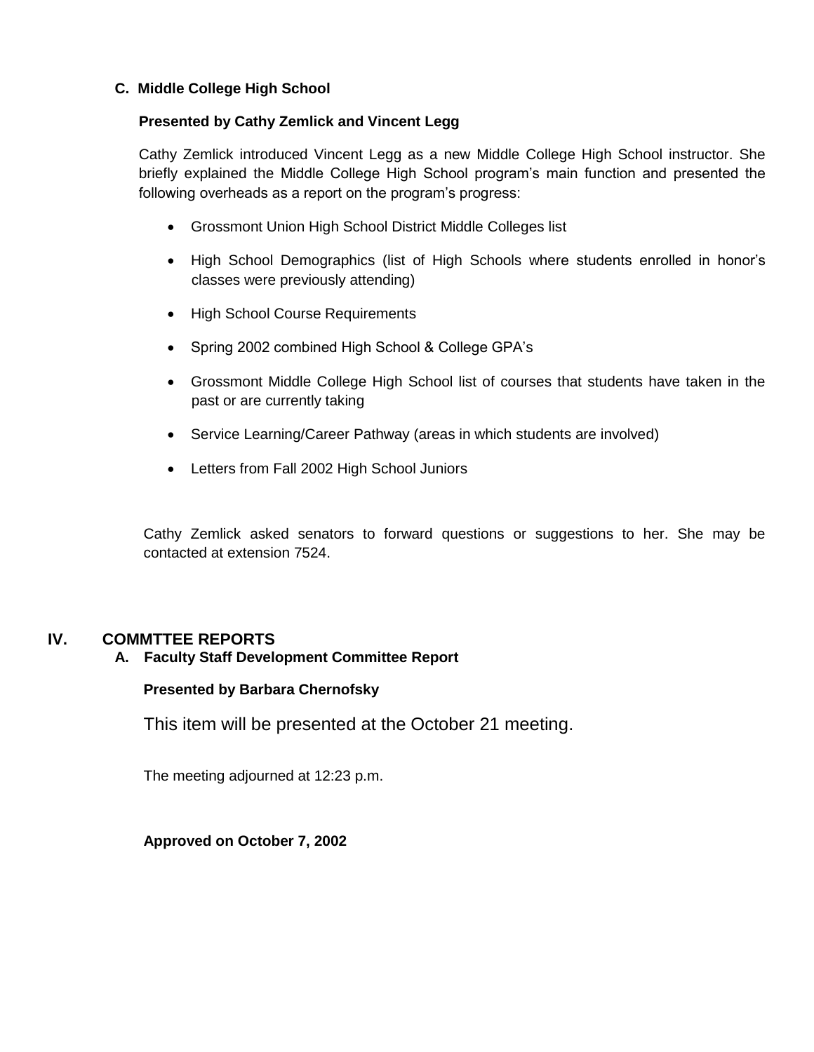### C. Middle College High School

**Presented by Cathy Zemlick and Vincent Legg**

Cathy Zemlick introduced Vincent Legg as a new Middle College High School instructor. She briefly explained the Middle College High School program's main function and presented the following overheads as a report on the program's progress:

- Grossmont Union High School District Middle Colleges list
- High School Demographics (list of High Schools where students enrolled in honor's classes were previously attending)
- High School Course Requirements
- Spring 2002 combined High School & College GPA's
- Grossmont Middle College High School list of courses that students have taken in the past or are currently taking
- Service Learning/Career Pathway (areas in which students are involved)
- Letters from Fall 2002 High School Juniors

Cathy Zemlick asked senators to forward questions or suggestions to her. She may be contacted at extension 7524.

## IV. COMMTTEE REPORTS

### A. Faculty Staff Development Committee Report

**Presented by Barbara Chernofsky**

This item will be presented at the October 21 meeting.

The meeting adjourned at 12:23 p.m.

**Approved on October 7, 2002**